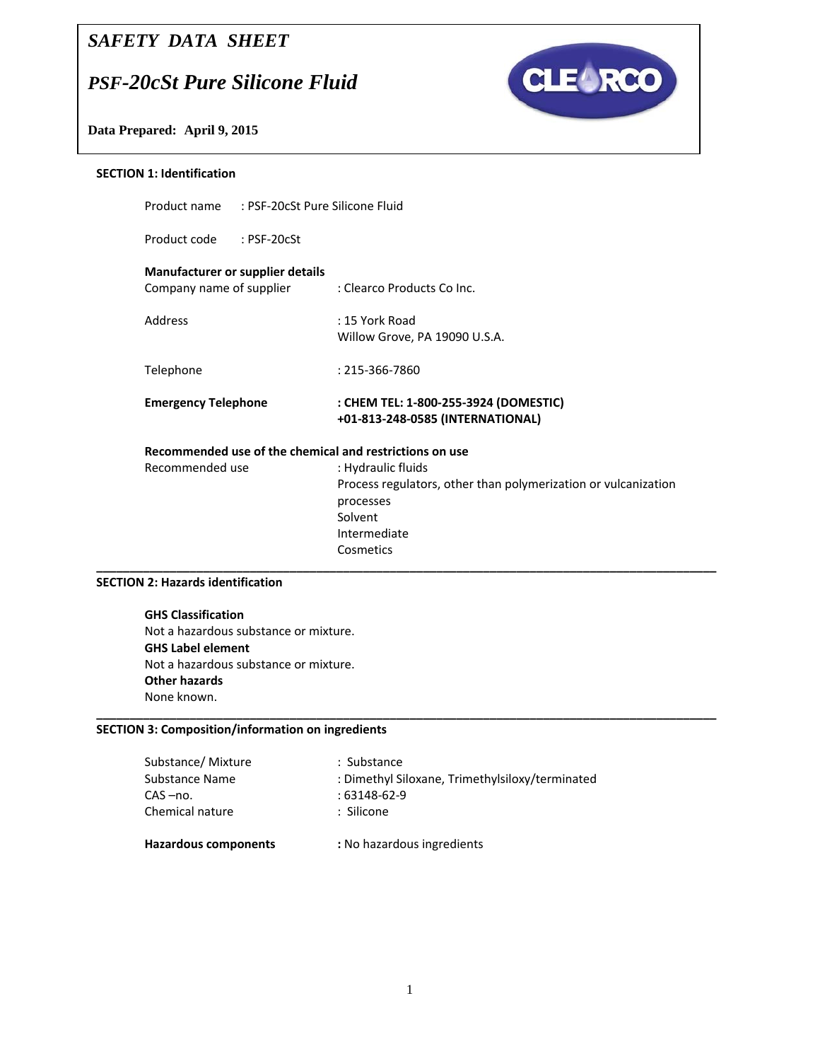*SAFETY DATA SHEET*

# *PSF-20cSt Pure Silicone Fluid*

**Data Prepared: April 9, 2015**

## SECTION 1: Identification

Product name : PSF-20cSt Pure Silicone Fluid

Product code : PSF-20cSt

**Manufacturer or supplier details**

Company name of supplier : Clearco Products Co Inc.

Address : 15 York Road
Willow Grove, PA 19090 U.S.A.

Telephone : 215-366-7860

**Emergency Telephone** **: CHEM TEL: 1-800-255-3924 (DOMESTIC)**
**+01-813-248-0585 (INTERNATIONAL)**

**Recommended use of the chemical and restrictions on use**

Recommended use : Hydraulic fluids
Process regulators, other than polymerization or vulcanization processes
Solvent
Intermediate
Cosmetics

## SECTION 2: Hazards identification

**GHS Classification**
Not a hazardous substance or mixture.
**GHS Label element**
Not a hazardous substance or mixture.
**Other hazards**
None known.

## SECTION 3: Composition/information on ingredients

Substance/ Mixture : Substance
Substance Name : Dimethyl Siloxane, Trimethylsiloxy/terminated
CAS –no. : 63148-62-9
Chemical nature : Silicone

**Hazardous components** **:** No hazardous ingredients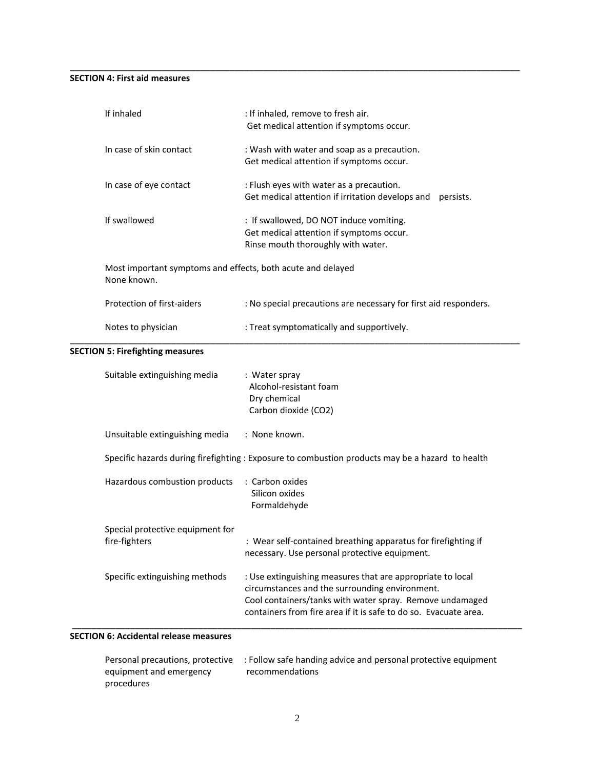## SECTION 4: First aid measures

| | |
|---|---|
| If inhaled | : If inhaled, remove to fresh air. Get medical attention if symptoms occur. |
| In case of skin contact | : Wash with water and soap as a precaution. Get medical attention if symptoms occur. |
| In case of eye contact | : Flush eyes with water as a precaution. Get medical attention if irritation develops and persists. |
| If swallowed | : If swallowed, DO NOT induce vomiting. Get medical attention if symptoms occur. Rinse mouth thoroughly with water. |

Most important symptoms and effects, both acute and delayed
None known.

| | |
|---|---|
| Protection of first-aiders | : No special precautions are necessary for first aid responders. |
| Notes to physician | : Treat symptomatically and supportively. |

## SECTION 5: Firefighting measures

| | |
|---|---|
| Suitable extinguishing media | : Water spray<br>Alcohol-resistant foam<br>Dry chemical<br>Carbon dioxide ($CO_2$) |
| Unsuitable extinguishing media | : None known. |

Specific hazards during firefighting : Exposure to combustion products may be a hazard to health

| | |
|---|---|
| Hazardous combustion products | : Carbon oxides<br>Silicon oxides<br>Formaldehyde |
| Special protective equipment for fire-fighters | : Wear self-contained breathing apparatus for firefighting if necessary. Use personal protective equipment. |
| Specific extinguishing methods | : Use extinguishing measures that are appropriate to local circumstances and the surrounding environment. Cool containers/tanks with water spray. Remove undamaged containers from fire area if it is safe to do so. Evacuate area. |

## SECTION 6: Accidental release measures

| | |
|---|---|
| Personal precautions, protective equipment and emergency procedures | : Follow safe handing advice and personal protective equipment recommendations |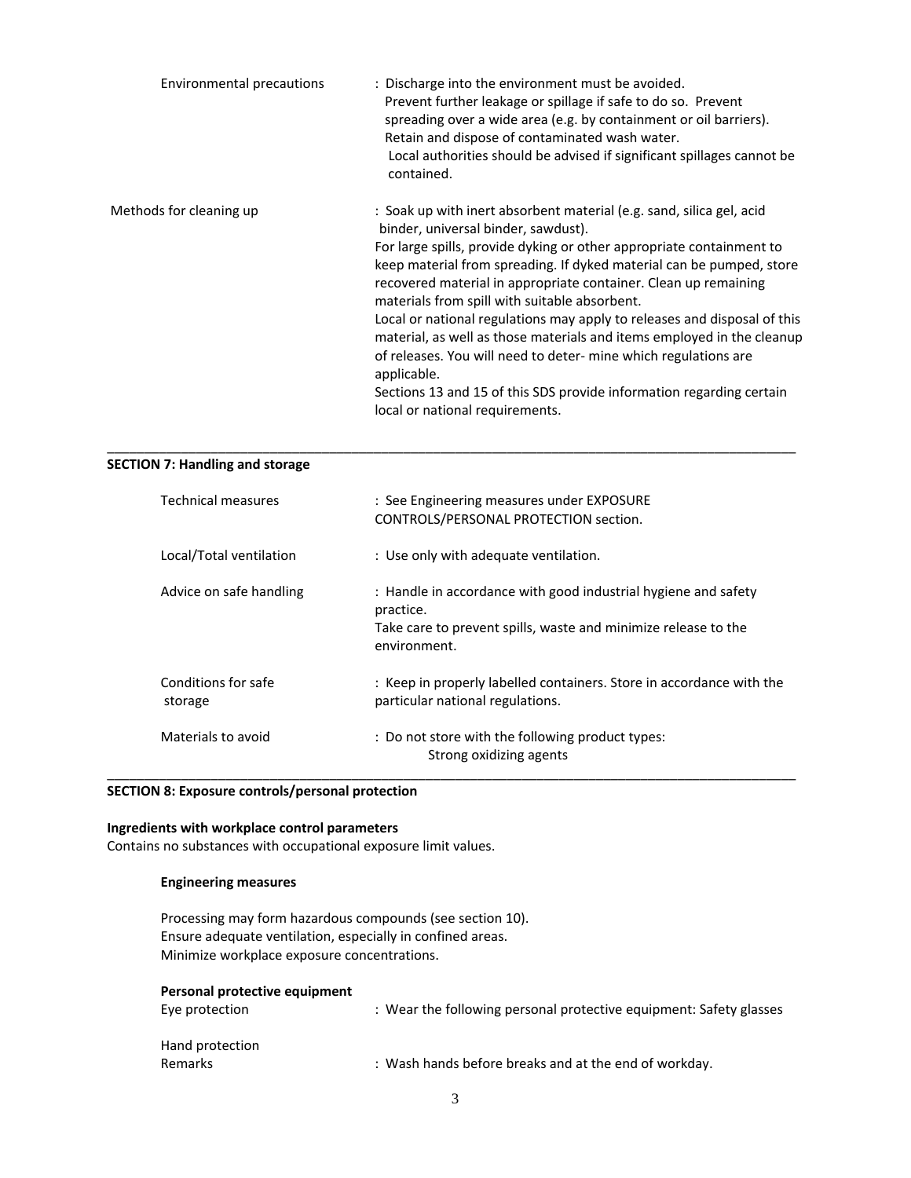Environmental precautions : Discharge into the environment must be avoided.
Prevent further leakage or spillage if safe to do so. Prevent spreading over a wide area (e.g. by containment or oil barriers).
Retain and dispose of contaminated wash water.
Local authorities should be advised if significant spillages cannot be contained.

Methods for cleaning up : Soak up with inert absorbent material (e.g. sand, silica gel, acid binder, universal binder, sawdust).
For large spills, provide dyking or other appropriate containment to keep material from spreading. If dyked material can be pumped, store recovered material in appropriate container. Clean up remaining materials from spill with suitable absorbent.
Local or national regulations may apply to releases and disposal of this material, as well as those materials and items employed in the cleanup of releases. You will need to deter- mine which regulations are applicable.
Sections 13 and 15 of this SDS provide information regarding certain local or national requirements.

---

## SECTION 7: Handling and storage

Technical measures : See Engineering measures under EXPOSURE CONTROLS/PERSONAL PROTECTION section.

Local/Total ventilation : Use only with adequate ventilation.

Advice on safe handling : Handle in accordance with good industrial hygiene and safety practice.
Take care to prevent spills, waste and minimize release to the environment.

Conditions for safe storage : Keep in properly labelled containers. Store in accordance with the particular national regulations.

Materials to avoid : Do not store with the following product types:
Strong oxidizing agents

---

## SECTION 8: Exposure controls/personal protection

**Ingredients with workplace control parameters**

Contains no substances with occupational exposure limit values.

**Engineering measures**

Processing may form hazardous compounds (see section 10).
Ensure adequate ventilation, especially in confined areas.
Minimize workplace exposure concentrations.

**Personal protective equipment**

Eye protection : Wear the following personal protective equipment: Safety glasses

Hand protection

Remarks : Wash hands before breaks and at the end of workday.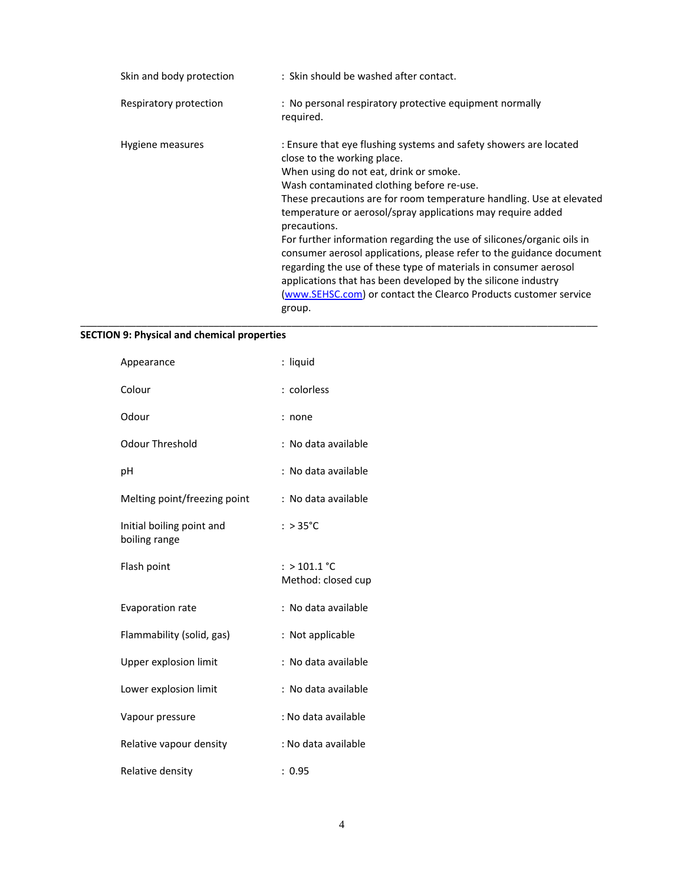| | |
|---|---|
| Skin and body protection | : Skin should be washed after contact. |
| Respiratory protection | : No personal respiratory protective equipment normally required. |
| Hygiene measures | : Ensure that eye flushing systems and safety showers are located close to the working place. When using do not eat, drink or smoke. Wash contaminated clothing before re-use. These precautions are for room temperature handling. Use at elevated temperature or aerosol/spray applications may require added precautions. For further information regarding the use of silicones/organic oils in consumer aerosol applications, please refer to the guidance document regarding the use of these type of materials in consumer aerosol applications that has been developed by the silicone industry ([www.SEHSC.com](http://www.SEHSC.com)) or contact the Clearco Products customer service group. |

---

**SECTION 9: Physical and chemical properties**

| | |
|---|---|
| Appearance | : liquid |
| Colour | : colorless |
| Odour | : none |
| Odour Threshold | : No data available |
| pH | : No data available |
| Melting point/freezing point | : No data available |
| Initial boiling point and boiling range | : > 35°C |
| Flash point | : > 101.1 °C<br>Method: closed cup |
| Evaporation rate | : No data available |
| Flammability (solid, gas) | : Not applicable |
| Upper explosion limit | : No data available |
| Lower explosion limit | : No data available |
| Vapour pressure | : No data available |
| Relative vapour density | : No data available |
| Relative density | : 0.95 |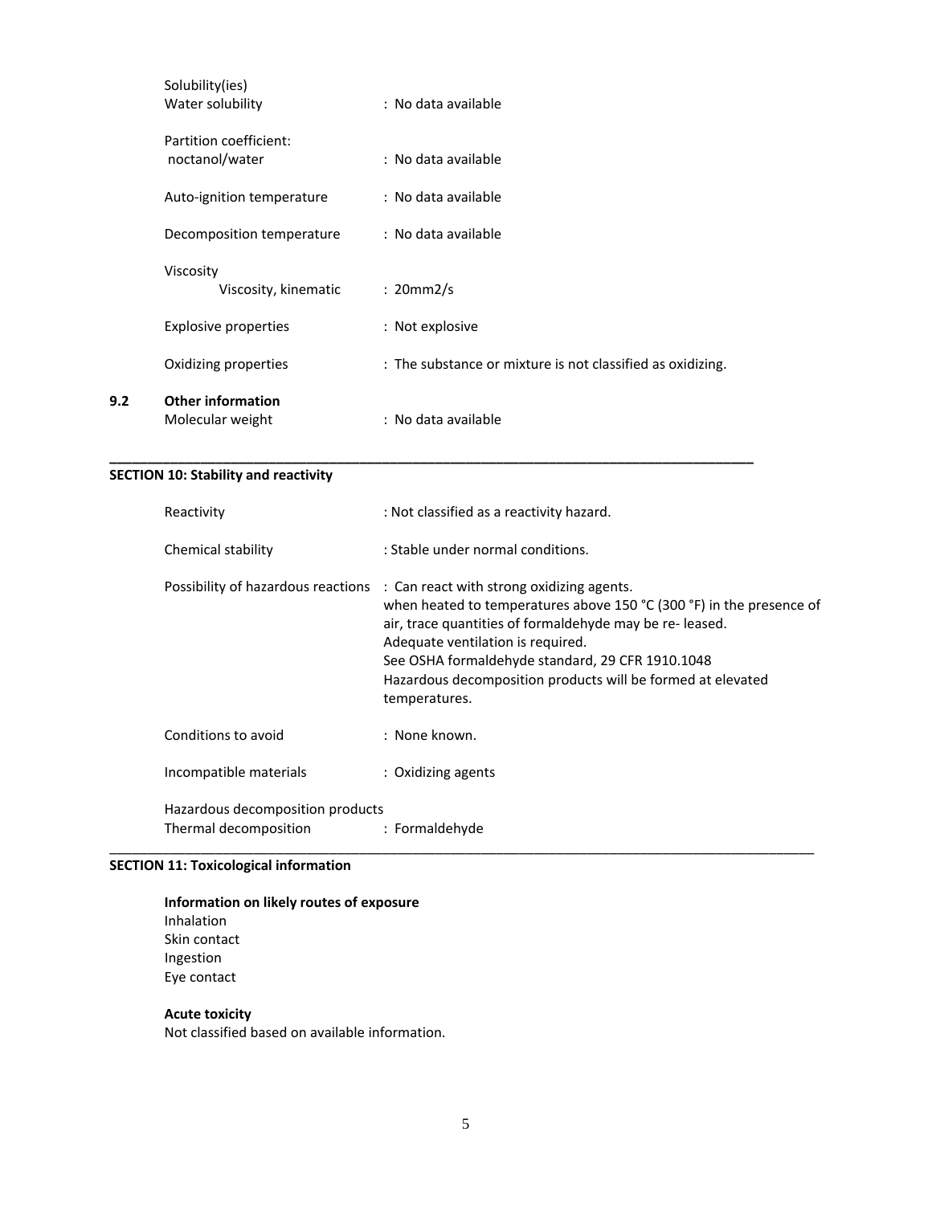| | |
|---|---|
| Solubility(ies)<br>Water solubility | : No data available |
| Partition coefficient:<br>noctanol/water | : No data available |
| Auto-ignition temperature | : No data available |
| Decomposition temperature | : No data available |
| Viscosity<br>Viscosity, kinematic | : 20mm2/s |
| Explosive properties | : Not explosive |
| Oxidizing properties | : The substance or mixture is not classified as oxidizing. |

**9.2 Other information**

| | |
|---|---|
| Molecular weight | : No data available |

---

## SECTION 10: Stability and reactivity

| | |
|---|---|
| Reactivity | : Not classified as a reactivity hazard. |
| Chemical stability | : Stable under normal conditions. |
| Possibility of hazardous reactions | : Can react with strong oxidizing agents.<br>when heated to temperatures above 150 °C (300 °F) in the presence of air, trace quantities of formaldehyde may be re- leased.<br>Adequate ventilation is required.<br>See OSHA formaldehyde standard, 29 CFR 1910.1048<br>Hazardous decomposition products will be formed at elevated temperatures. |
| Conditions to avoid | : None known. |
| Incompatible materials | : Oxidizing agents |
| Hazardous decomposition products<br>Thermal decomposition | : Formaldehyde |

---

## SECTION 11: Toxicological information

**Information on likely routes of exposure**

Inhalation
Skin contact
Ingestion
Eye contact

**Acute toxicity**

Not classified based on available information.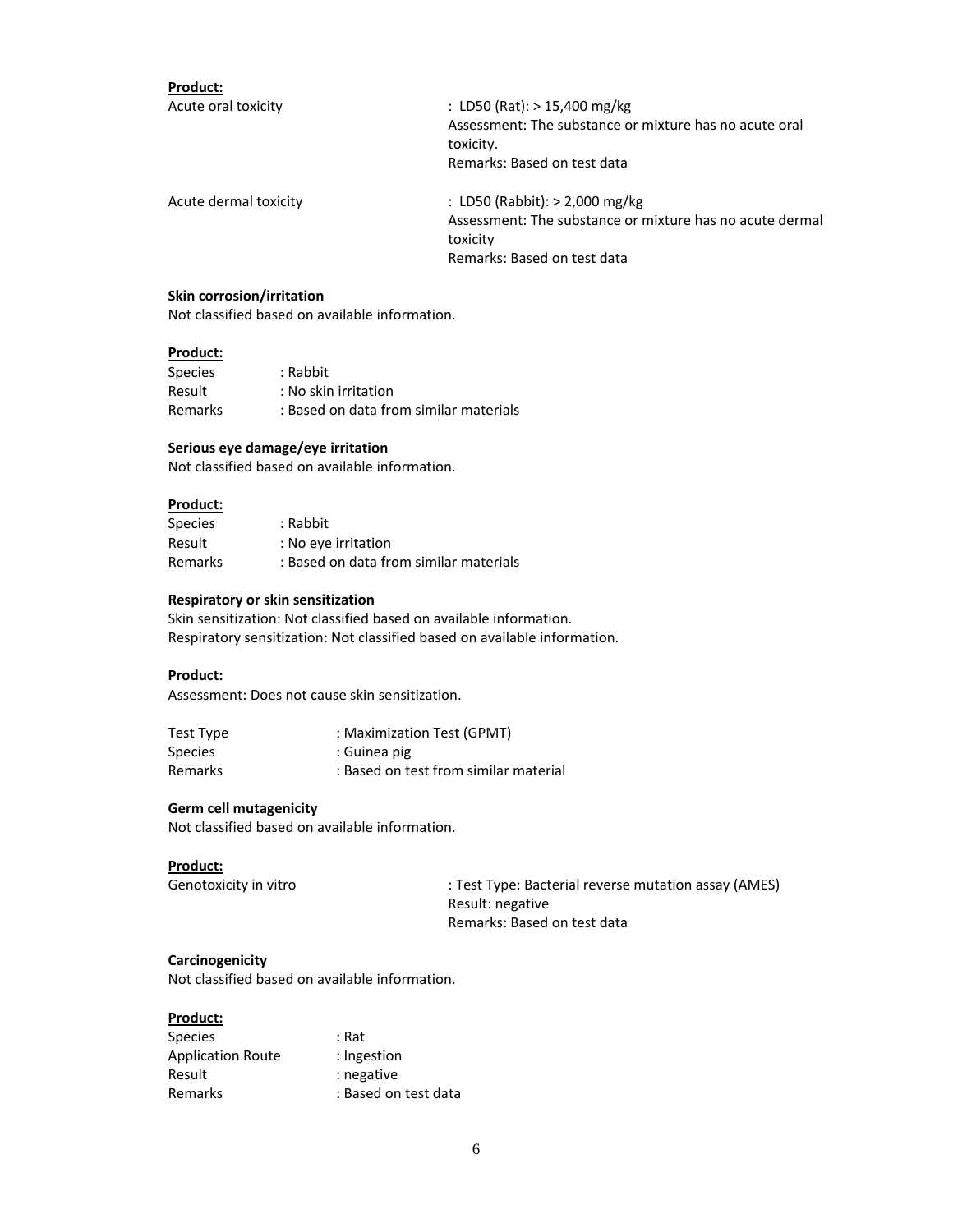**Product:**

Acute oral toxicity : LD50 (Rat): > 15,400 mg/kg
Assessment: The substance or mixture has no acute oral toxicity.
Remarks: Based on test data

Acute dermal toxicity : LD50 (Rabbit): > 2,000 mg/kg
Assessment: The substance or mixture has no acute dermal toxicity
Remarks: Based on test data

**Skin corrosion/irritation**

Not classified based on available information.

**Product:**

Species : Rabbit
Result : No skin irritation
Remarks : Based on data from similar materials

**Serious eye damage/eye irritation**

Not classified based on available information.

**Product:**

Species : Rabbit
Result : No eye irritation
Remarks : Based on data from similar materials

**Respiratory or skin sensitization**

Skin sensitization: Not classified based on available information.
Respiratory sensitization: Not classified based on available information.

**Product:**

Assessment: Does not cause skin sensitization.

Test Type : Maximization Test (GPMT)
Species : Guinea pig
Remarks : Based on test from similar material

**Germ cell mutagenicity**

Not classified based on available information.

**Product:**

Genotoxicity in vitro : Test Type: Bacterial reverse mutation assay (AMES)
Result: negative
Remarks: Based on test data

**Carcinogenicity**

Not classified based on available information.

**Product:**

Species : Rat
Application Route : Ingestion
Result : negative
Remarks : Based on test data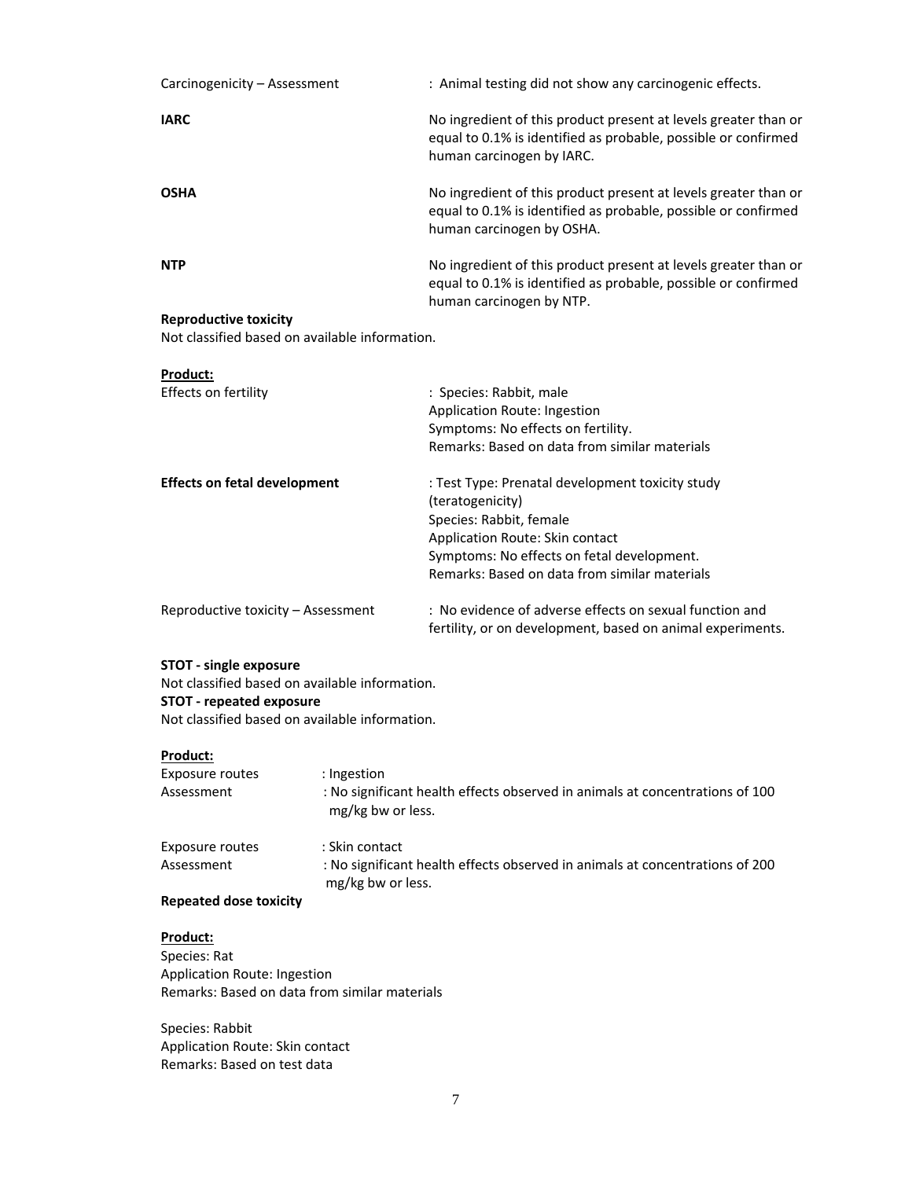Carcinogenicity – Assessment : Animal testing did not show any carcinogenic effects.

**IARC** No ingredient of this product present at levels greater than or equal to 0.1% is identified as probable, possible or confirmed human carcinogen by IARC.

**OSHA** No ingredient of this product present at levels greater than or equal to 0.1% is identified as probable, possible or confirmed human carcinogen by OSHA.

**NTP** No ingredient of this product present at levels greater than or equal to 0.1% is identified as probable, possible or confirmed human carcinogen by NTP.

**Reproductive toxicity**

Not classified based on available information.

**Product:**

Effects on fertility : Species: Rabbit, male
Application Route: Ingestion
Symptoms: No effects on fertility.
Remarks: Based on data from similar materials

**Effects on fetal development** : Test Type: Prenatal development toxicity study (teratogenicity)
Species: Rabbit, female
Application Route: Skin contact
Symptoms: No effects on fetal development.
Remarks: Based on data from similar materials

Reproductive toxicity – Assessment : No evidence of adverse effects on sexual function and fertility, or on development, based on animal experiments.

**STOT - single exposure**

Not classified based on available information.

**STOT - repeated exposure**

Not classified based on available information.

**Product:**

Exposure routes : Ingestion
Assessment : No significant health effects observed in animals at concentrations of 100 mg/kg bw or less.

Exposure routes : Skin contact
Assessment : No significant health effects observed in animals at concentrations of 200 mg/kg bw or less.

**Repeated dose toxicity**

**Product:**

Species: Rat
Application Route: Ingestion
Remarks: Based on data from similar materials

Species: Rabbit
Application Route: Skin contact
Remarks: Based on test data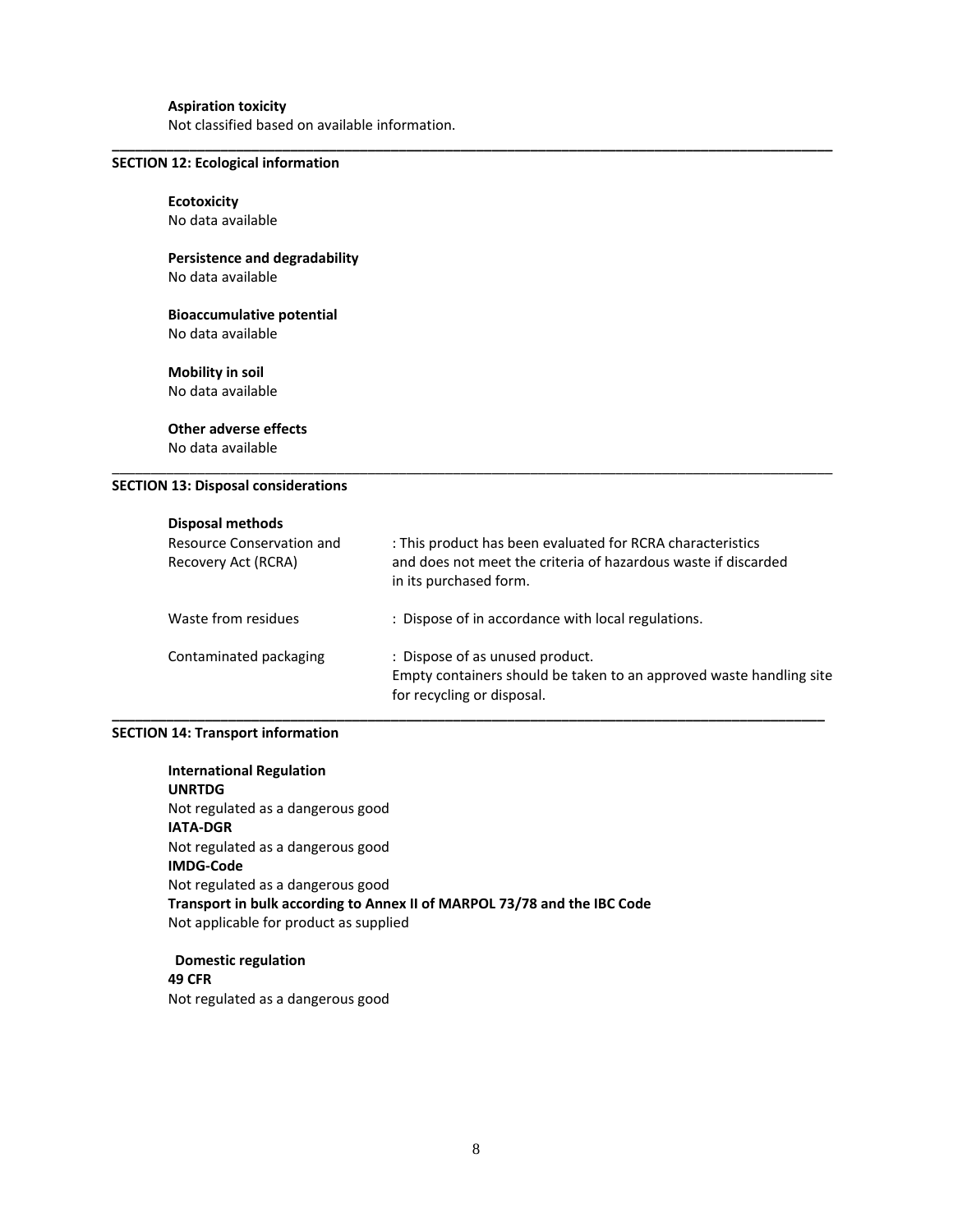**Aspiration toxicity**

Not classified based on available information.

---

## SECTION 12: Ecological information

**Ecotoxicity**

No data available

**Persistence and degradability**

No data available

**Bioaccumulative potential**

No data available

**Mobility in soil**

No data available

**Other adverse effects**

No data available

---

## SECTION 13: Disposal considerations

**Disposal methods**

| | |
|---|---|
| Resource Conservation and Recovery Act (RCRA) | : This product has been evaluated for RCRA characteristics and does not meet the criteria of hazardous waste if discarded in its purchased form. |
| Waste from residues | : Dispose of in accordance with local regulations. |
| Contaminated packaging | : Dispose of as unused product. Empty containers should be taken to an approved waste handling site for recycling or disposal. |

---

## SECTION 14: Transport information

**International Regulation**

**UNRTDG**

Not regulated as a dangerous good

**IATA-DGR**

Not regulated as a dangerous good

**IMDG-Code**

Not regulated as a dangerous good

**Transport in bulk according to Annex II of MARPOL 73/78 and the IBC Code**

Not applicable for product as supplied

**Domestic regulation**

**49 CFR**

Not regulated as a dangerous good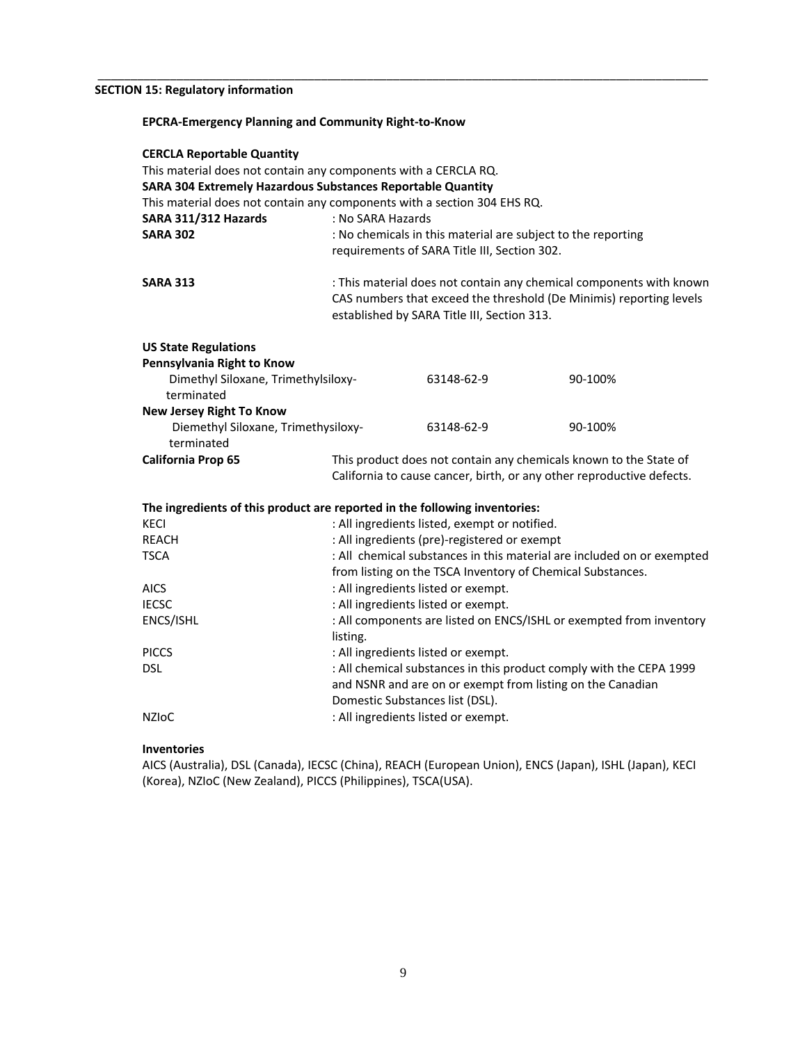## SECTION 15: Regulatory information

**EPCRA-Emergency Planning and Community Right-to-Know**

**CERCLA Reportable Quantity**

This material does not contain any components with a CERCLA RQ.

**SARA 304 Extremely Hazardous Substances Reportable Quantity**

This material does not contain any components with a section 304 EHS RQ.

| | |
|---|---|
| **SARA 311/312 Hazards** | : No SARA Hazards |
| **SARA 302** | : No chemicals in this material are subject to the reporting requirements of SARA Title III, Section 302. |
| **SARA 313** | : This material does not contain any chemical components with known CAS numbers that exceed the threshold (De Minimis) reporting levels established by SARA Title III, Section 313. |

**US State Regulations**

| | | |
|---|---|---|
| **Pennsylvania Right to Know** | | |
| Dimethyl Siloxane, Trimethylsiloxy-terminated | 63148-62-9 | 90-100% |
| **New Jersey Right To Know** | | |
| Diemethyl Siloxane, Trimethysiloxy-terminated | 63148-62-9 | 90-100% |

**California Prop 65** This product does not contain any chemicals known to the State of California to cause cancer, birth, or any other reproductive defects.

**The ingredients of this product are reported in the following inventories:**

| | |
|---|---|
| KECI | : All ingredients listed, exempt or notified. |
| REACH | : All ingredients (pre)-registered or exempt |
| TSCA | : All chemical substances in this material are included on or exempted from listing on the TSCA Inventory of Chemical Substances. |
| AICS | : All ingredients listed or exempt. |
| IECSC | : All ingredients listed or exempt. |
| ENCS/ISHL | : All components are listed on ENCS/ISHL or exempted from inventory listing. |
| PICCS | : All ingredients listed or exempt. |
| DSL | : All chemical substances in this product comply with the CEPA 1999 and NSNR and are on or exempt from listing on the Canadian Domestic Substances list (DSL). |
| NZIoC | : All ingredients listed or exempt. |

**Inventories**

AICS (Australia), DSL (Canada), IECSC (China), REACH (European Union), ENCS (Japan), ISHL (Japan), KECI (Korea), NZIoC (New Zealand), PICCS (Philippines), TSCA(USA).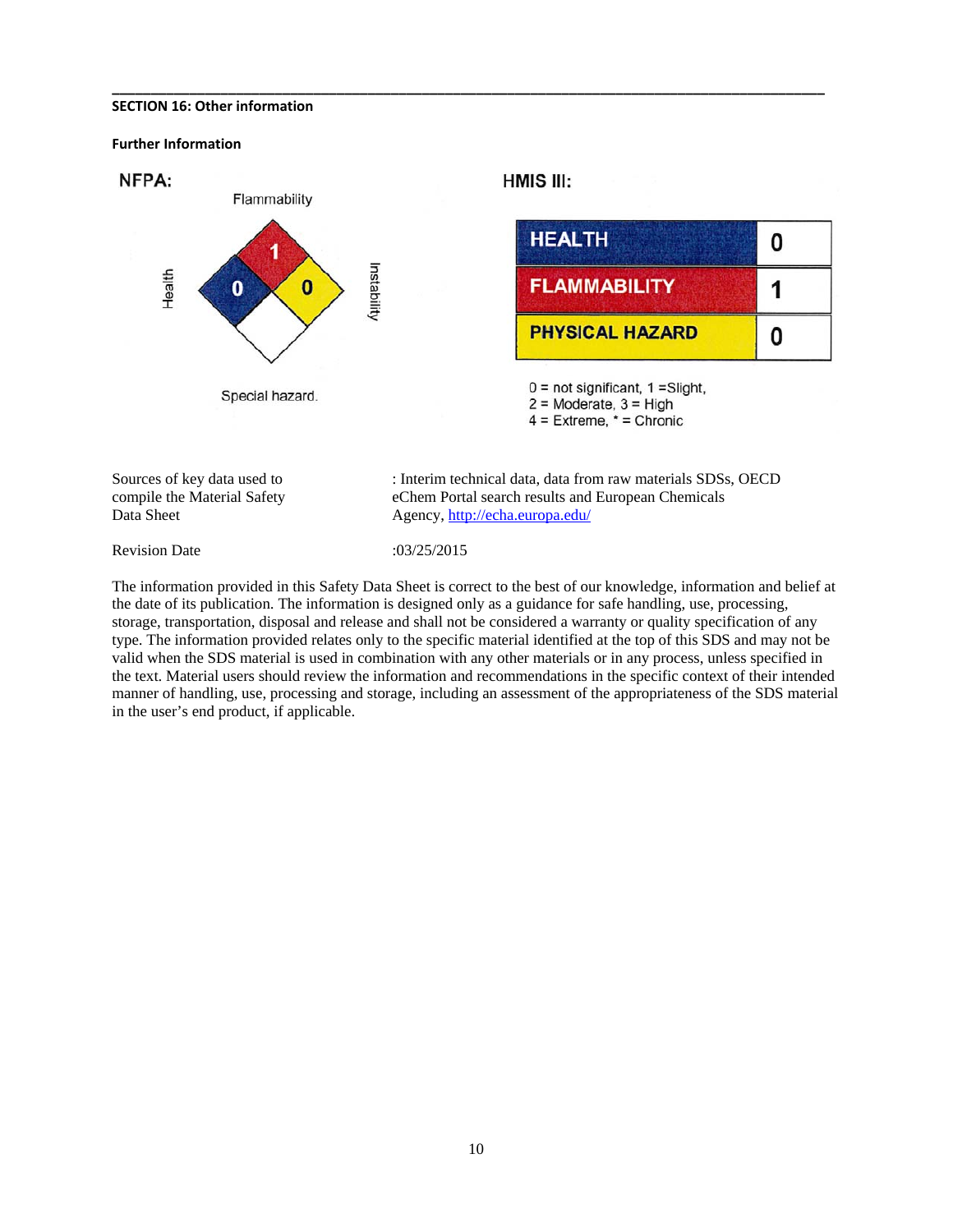## SECTION 16: Other information

### Further Information

**NFPA:**

Flammability

1

Health 0

0 Instability

Special hazard.

**HMIS III:**

| | |
|---|---|
| HEALTH | 0 |
| FLAMMABILITY | 1 |
| PHYSICAL HAZARD | 0 |

0 = not significant, 1 =Slight,
2 = Moderate, 3 = High
4 = Extreme, * = Chronic

| | |
|---|---|
| Sources of key data used to compile the Material Safety Data Sheet | : Interim technical data, data from raw materials SDSs, OECD eChem Portal search results and European Chemicals Agency, http://echa.europa.edu/ |
| Revision Date | :03/25/2015 |

The information provided in this Safety Data Sheet is correct to the best of our knowledge, information and belief at the date of its publication. The information is designed only as a guidance for safe handling, use, processing, storage, transportation, disposal and release and shall not be considered a warranty or quality specification of any type. The information provided relates only to the specific material identified at the top of this SDS and may not be valid when the SDS material is used in combination with any other materials or in any process, unless specified in the text. Material users should review the information and recommendations in the specific context of their intended manner of handling, use, processing and storage, including an assessment of the appropriateness of the SDS material in the user's end product, if applicable.